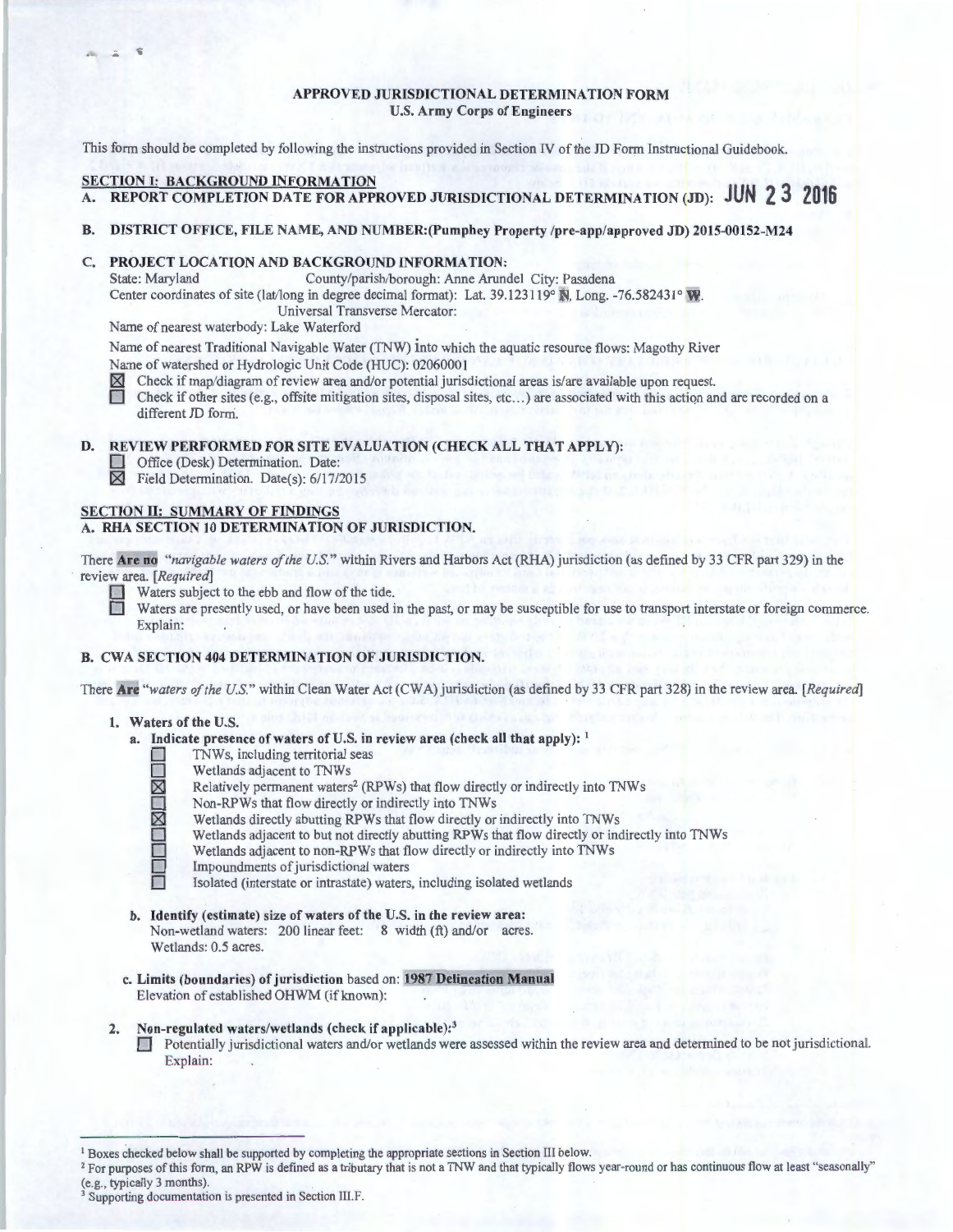# APPROVED JURISDICTIONAL DETERMINATION FORM

**U.S. Army Corps of Engineers**

This form should be completed by following the instructions provided in Section IV of the JD Form Instructional Guidebook.

## SECTION I: BACKGROUND INFORMATION

**A. REPORT COMPLETION DATE FOR APPROVED JURISDICTIONAL DETERMINATION (JD): JUN 23 2016**

**B. DISTRICT OFFICE, FILE NAME, AND NUMBER:(Pumphey Property /pre-app/approved JD) 2015-00152-M24**

**C. PROJECT LOCATION AND BACKGROUND INFORMATION:**

State: Maryland County/parish/borough: Anne Arundel City: Pasadena

Center coordinates of site (lat/long in degree decimal format): Lat. 39.123119° N, Long. -76.582431° W.

Universal Transverse Mercator:

Name of nearest waterbody: Lake Waterford

Name of nearest Traditional Navigable Water (TNW) into which the aquatic resource flows: Magothy River

Name of watershed or Hydrologic Unit Code (HUC): 02060001

☒ Check if map/diagram of review area and/or potential jurisdictional areas is/are available upon request.

☐ Check if other sites (e.g., offsite mitigation sites, disposal sites, etc…) are associated with this action and are recorded on a different JD form.

**D. REVIEW PERFORMED FOR SITE EVALUATION (CHECK ALL THAT APPLY):**

☐ Office (Desk) Determination. Date:

☒ Field Determination. Date(s): 6/17/2015

## SECTION II: SUMMARY OF FINDINGS

**A. RHA SECTION 10 DETERMINATION OF JURISDICTION.**

There **Are no** *"navigable waters of the U.S."* within Rivers and Harbors Act (RHA) jurisdiction (as defined by 33 CFR part 329) in the review area. *[Required]*

☐ Waters subject to the ebb and flow of the tide.

☐ Waters are presently used, or have been used in the past, or may be susceptible for use to transport interstate or foreign commerce. Explain:

**B. CWA SECTION 404 DETERMINATION OF JURISDICTION.**

There **Are** *"waters of the U.S."* within Clean Water Act (CWA) jurisdiction (as defined by 33 CFR part 328) in the review area. *[Required]*

**1. Waters of the U.S.**

**a. Indicate presence of waters of U.S. in review area (check all that apply):** [1]

☐ TNWs, including territorial seas

☐ Wetlands adjacent to TNWs

☒ Relatively permanent waters[2] (RPWs) that flow directly or indirectly into TNWs

☐ Non-RPWs that flow directly or indirectly into TNWs

☒ Wetlands directly abutting RPWs that flow directly or indirectly into TNWs

☐ Wetlands adjacent to but not directly abutting RPWs that flow directly or indirectly into TNWs

☐ Wetlands adjacent to non-RPWs that flow directly or indirectly into TNWs

☐ Impoundments of jurisdictional waters

☐ Isolated (interstate or intrastate) waters, including isolated wetlands

**b. Identify (estimate) size of waters of the U.S. in the review area:**

Non-wetland waters: 200 linear feet: 8 width (ft) and/or acres.

Wetlands: 0.5 acres.

**c. Limits (boundaries) of jurisdiction** based on: **1987 Delineation Manual**

Elevation of established OHWM (if known):

**2. Non-regulated waters/wetlands (check if applicable):**[3]

☐ Potentially jurisdictional waters and/or wetlands were assessed within the review area and determined to be not jurisdictional. Explain:

---

[1] Boxes checked below shall be supported by completing the appropriate sections in Section III below.

[2] For purposes of this form, an RPW is defined as a tributary that is not a TNW and that typically flows year-round or has continuous flow at least "seasonally" (e.g., typically 3 months).

[3] Supporting documentation is presented in Section III.F.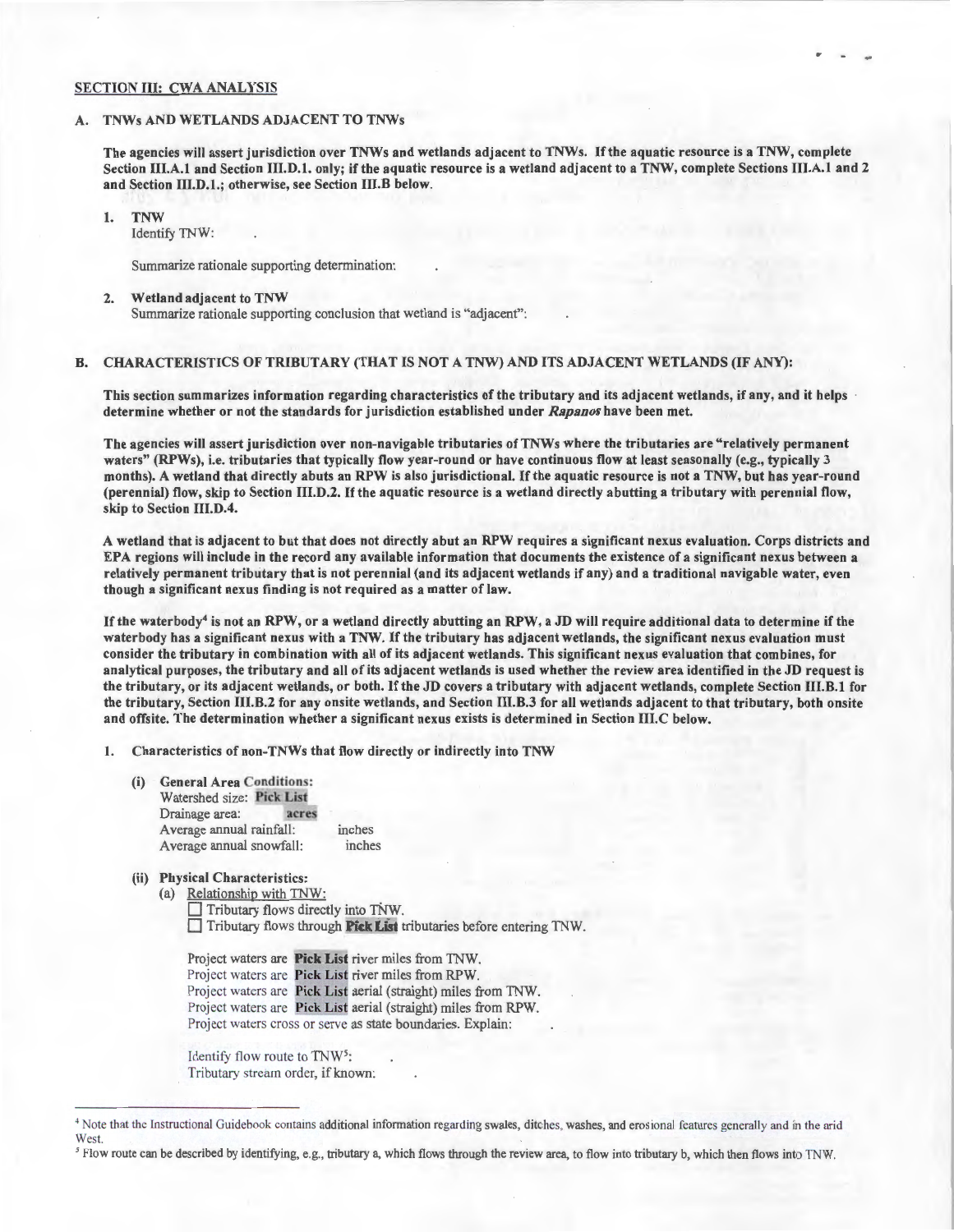## SECTION III: CWA ANALYSIS

### A. TNWs AND WETLANDS ADJACENT TO TNWs

**The agencies will assert jurisdiction over TNWs and wetlands adjacent to TNWs. If the aquatic resource is a TNW, complete Section III.A.1 and Section III.D.1. only; if the aquatic resource is a wetland adjacent to a TNW, complete Sections III.A.1 and 2 and Section III.D.1.; otherwise, see Section III.B below.**

1. **TNW**
   Identify TNW: .

   Summarize rationale supporting determination: .

2. **Wetland adjacent to TNW**
   Summarize rationale supporting conclusion that wetland is "adjacent": .

### B. CHARACTERISTICS OF TRIBUTARY (THAT IS NOT A TNW) AND ITS ADJACENT WETLANDS (IF ANY):

**This section summarizes information regarding characteristics of the tributary and its adjacent wetlands, if any, and it helps determine whether or not the standards for jurisdiction established under *Rapanos* have been met.**

**The agencies will assert jurisdiction over non-navigable tributaries of TNWs where the tributaries are "relatively permanent waters" (RPWs), i.e. tributaries that typically flow year-round or have continuous flow at least seasonally (e.g., typically 3 months). A wetland that directly abuts an RPW is also jurisdictional. If the aquatic resource is not a TNW, but has year-round (perennial) flow, skip to Section III.D.2. If the aquatic resource is a wetland directly abutting a tributary with perennial flow, skip to Section III.D.4.**

**A wetland that is adjacent to but that does not directly abut an RPW requires a significant nexus evaluation. Corps districts and EPA regions will include in the record any available information that documents the existence of a significant nexus between a relatively permanent tributary that is not perennial (and its adjacent wetlands if any) and a traditional navigable water, even though a significant nexus finding is not required as a matter of law.**

**If the waterbody[4] is not an RPW, or a wetland directly abutting an RPW, a JD will require additional data to determine if the waterbody has a significant nexus with a TNW. If the tributary has adjacent wetlands, the significant nexus evaluation must consider the tributary in combination with all of its adjacent wetlands. This significant nexus evaluation that combines, for analytical purposes, the tributary and all of its adjacent wetlands is used whether the review area identified in the JD request is the tributary, or its adjacent wetlands, or both. If the JD covers a tributary with adjacent wetlands, complete Section III.B.1 for the tributary, Section III.B.2 for any onsite wetlands, and Section III.B.3 for all wetlands adjacent to that tributary, both onsite and offsite. The determination whether a significant nexus exists is determined in Section III.C below.**

1. **Characteristics of non-TNWs that flow directly or indirectly into TNW**

   **(i) General Area Conditions:**
   Watershed size: **Pick List**
   Drainage area: **acres**
   Average annual rainfall: inches
   Average annual snowfall: inches

   **(ii) Physical Characteristics:**
   (a) Relationship with TNW:
   ☐ Tributary flows directly into TNW.
   ☐ Tributary flows through **Pick List** tributaries before entering TNW.

   Project waters are **Pick List** river miles from TNW.
   Project waters are **Pick List** river miles from RPW.
   Project waters are **Pick List** aerial (straight) miles from TNW.
   Project waters are **Pick List** aerial (straight) miles from RPW.
   Project waters cross or serve as state boundaries. Explain: .

   Identify flow route to TNW[5]: .
   Tributary stream order, if known: .

---

[4] Note that the Instructional Guidebook contains additional information regarding swales, ditches, washes, and erosional features generally and in the arid West.

[5] Flow route can be described by identifying, e.g., tributary a, which flows through the review area, to flow into tributary b, which then flows into TNW.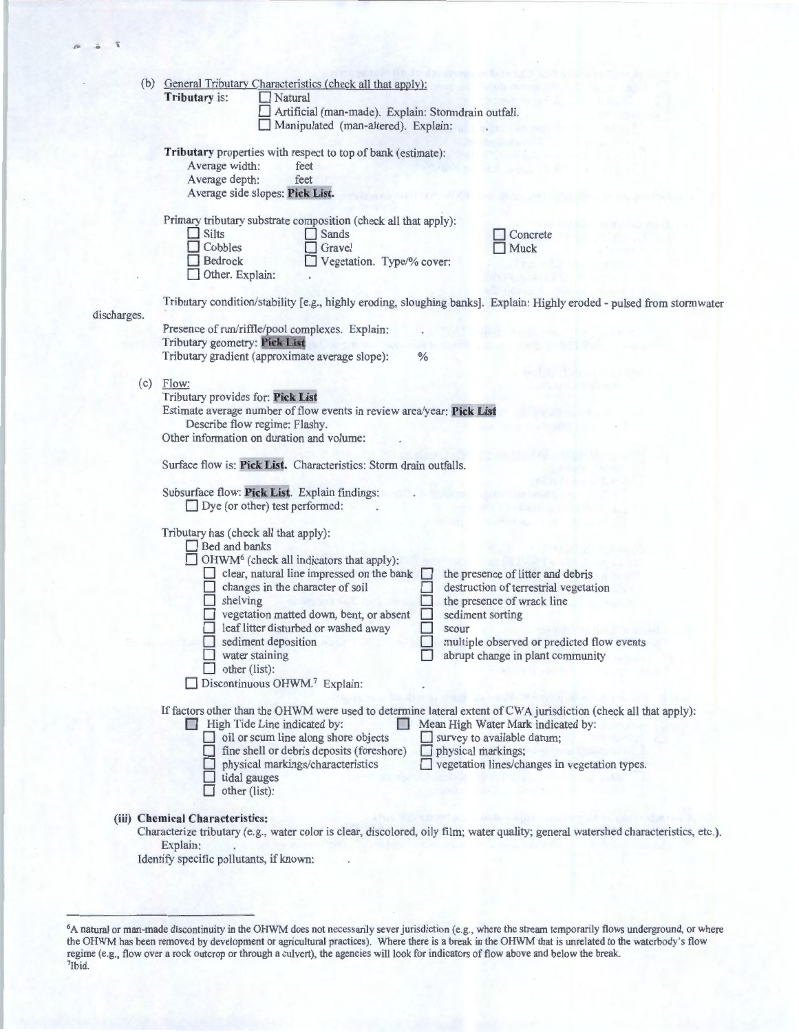(b) General Tributary Characteristics (check all that apply):

**Tributary** is:
- ☐ Natural
- ☐ Artificial (man-made). Explain: Stormdrain outfall.
- ☐ Manipulated (man-altered). Explain: .

**Tributary** properties with respect to top of bank (estimate):

Average width: feet
Average depth: feet
Average side slopes: **Pick List**.

Primary tributary substrate composition (check all that apply):

- ☐ Silts
- ☐ Sands
- ☐ Concrete
- ☐ Cobbles
- ☐ Gravel
- ☐ Muck
- ☐ Bedrock
- ☐ Vegetation. Type/% cover:
- ☐ Other. Explain: .

Tributary condition/stability [e.g., highly eroding, sloughing banks]. Explain: Highly eroded - pulsed from stormwater discharges.

Presence of run/riffle/pool complexes. Explain: .
Tributary geometry: **Pick List**
Tributary gradient (approximate average slope): %

(c) Flow:

Tributary provides for: **Pick List**
Estimate average number of flow events in review area/year: **Pick List**
Describe flow regime: Flashy.
Other information on duration and volume: .

Surface flow is: **Pick List**. Characteristics: Storm drain outfalls.

Subsurface flow: **Pick List**. Explain findings:
☐ Dye (or other) test performed: .

Tributary has (check all that apply):

- ☐ Bed and banks
- ☐ OHWM[6] (check all indicators that apply):
  - ☐ clear, natural line impressed on the bank
  - ☐ changes in the character of soil
  - ☐ shelving
  - ☐ vegetation matted down, bent, or absent
  - ☐ leaf litter disturbed or washed away
  - ☐ sediment deposition
  - ☐ water staining
  - ☐ other (list):
  - ☐ the presence of litter and debris
  - ☐ destruction of terrestrial vegetation
  - ☐ the presence of wrack line
  - ☐ sediment sorting
  - ☐ scour
  - ☐ multiple observed or predicted flow events
  - ☐ abrupt change in plant community
- ☐ Discontinuous OHWM.[7] Explain: .

If factors other than the OHWM were used to determine lateral extent of CWA jurisdiction (check all that apply):

- ■ High Tide Line indicated by:
  - ☐ oil or scum line along shore objects
  - ☐ fine shell or debris deposits (foreshore)
  - ☐ physical markings/characteristics
  - ☐ tidal gauges
  - ☐ other (list):
- ■ Mean High Water Mark indicated by:
  - ☐ survey to available datum;
  - ☐ physical markings;
  - ☐ vegetation lines/changes in vegetation types.

**(iii) Chemical Characteristics:**

Characterize tributary (e.g., water color is clear, discolored, oily film; water quality; general watershed characteristics, etc.). Explain: .

Identify specific pollutants, if known: .

---

[6] A natural or man-made discontinuity in the OHWM does not necessarily sever jurisdiction (e.g., where the stream temporarily flows underground, or where the OHWM has been removed by development or agricultural practices). Where there is a break in the OHWM that is unrelated to the waterbody's flow regime (e.g., flow over a rock outcrop or through a culvert), the agencies will look for indicators of flow above and below the break.

[7] Ibid.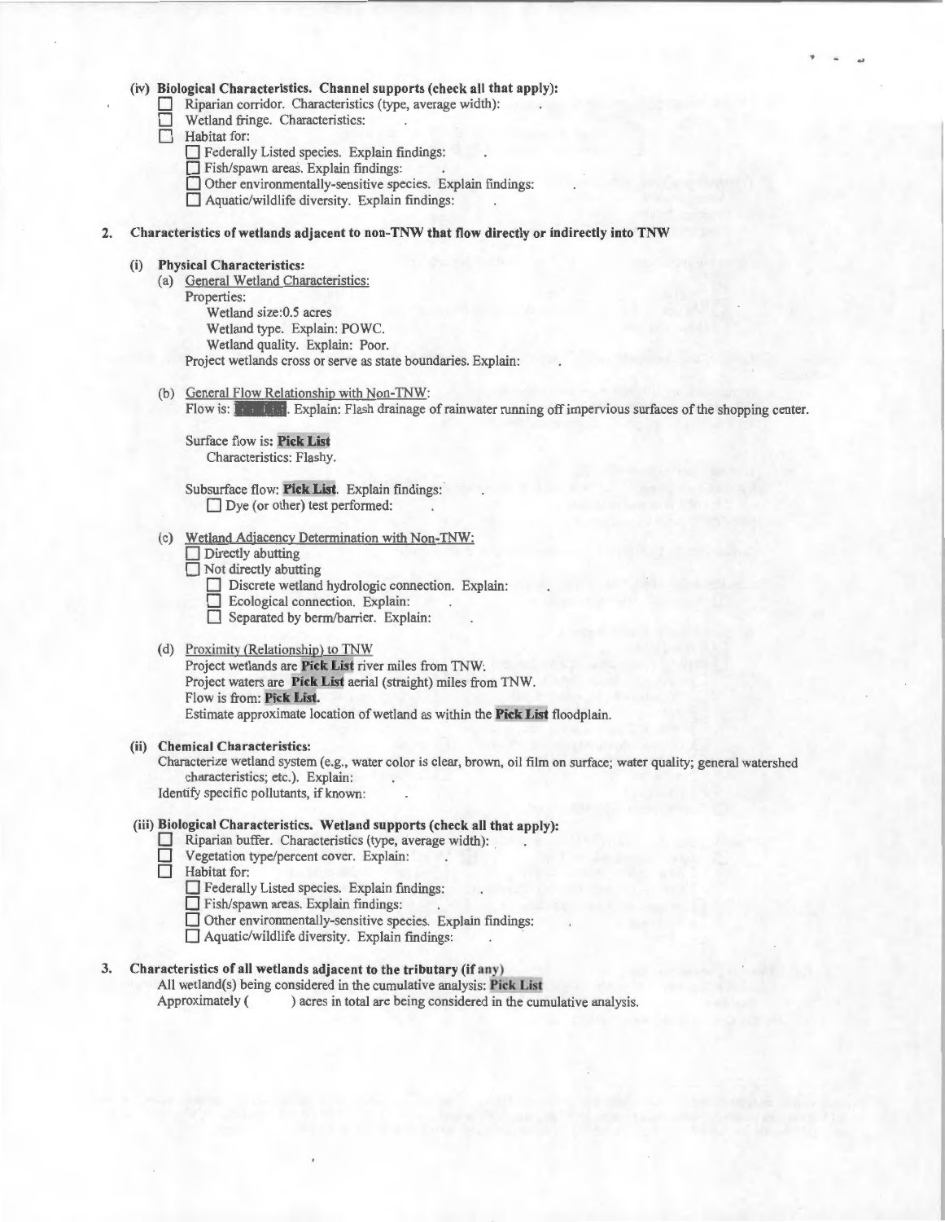(iv) **Biological Characteristics. Channel supports (check all that apply):**

- ☐ Riparian corridor. Characteristics (type, average width): .
- ☐ Wetland fringe. Characteristics: .
- ☐ Habitat for:
  - ☐ Federally Listed species. Explain findings: .
  - ☐ Fish/spawn areas. Explain findings: .
  - ☐ Other environmentally-sensitive species. Explain findings: .
  - ☐ Aquatic/wildlife diversity. Explain findings: .

**2. Characteristics of wetlands adjacent to non-TNW that flow directly or indirectly into TNW**

**(i) Physical Characteristics:**

(a) General Wetland Characteristics:

Properties:

Wetland size:0.5 acres

Wetland type. Explain: POWC.

Wetland quality. Explain: Poor.

Project wetlands cross or serve as state boundaries. Explain: .

(b) General Flow Relationship with Non-TNW:

Flow is: **Pick List**. Explain: Flash drainage of rainwater running off impervious surfaces of the shopping center.

Surface flow is: **Pick List**

Characteristics: Flashy.

Subsurface flow: **Pick List**. Explain findings: .

☐ Dye (or other) test performed: .

(c) Wetland Adjacency Determination with Non-TNW:

- ☐ Directly abutting
- ☐ Not directly abutting
  - ☐ Discrete wetland hydrologic connection. Explain: .
  - ☐ Ecological connection. Explain: .
  - ☐ Separated by berm/barrier. Explain: .

(d) Proximity (Relationship) to TNW

Project wetlands are **Pick List** river miles from TNW.

Project waters are **Pick List** aerial (straight) miles from TNW.

Flow is from: **Pick List.**

Estimate approximate location of wetland as within the **Pick List** floodplain.

**(ii) Chemical Characteristics:**

Characterize wetland system (e.g., water color is clear, brown, oil film on surface; water quality; general watershed characteristics; etc.). Explain: .

Identify specific pollutants, if known: .

**(iii) Biological Characteristics. Wetland supports (check all that apply):**

- ☐ Riparian buffer. Characteristics (type, average width): .
- ☐ Vegetation type/percent cover. Explain: .
- ☐ Habitat for:
  - ☐ Federally Listed species. Explain findings: .
  - ☐ Fish/spawn areas. Explain findings: .
  - ☐ Other environmentally-sensitive species. Explain findings: .
  - ☐ Aquatic/wildlife diversity. Explain findings: .

**3. Characteristics of all wetlands adjacent to the tributary (if any)**

All wetland(s) being considered in the cumulative analysis: **Pick List**

Approximately (  ) acres in total are being considered in the cumulative analysis.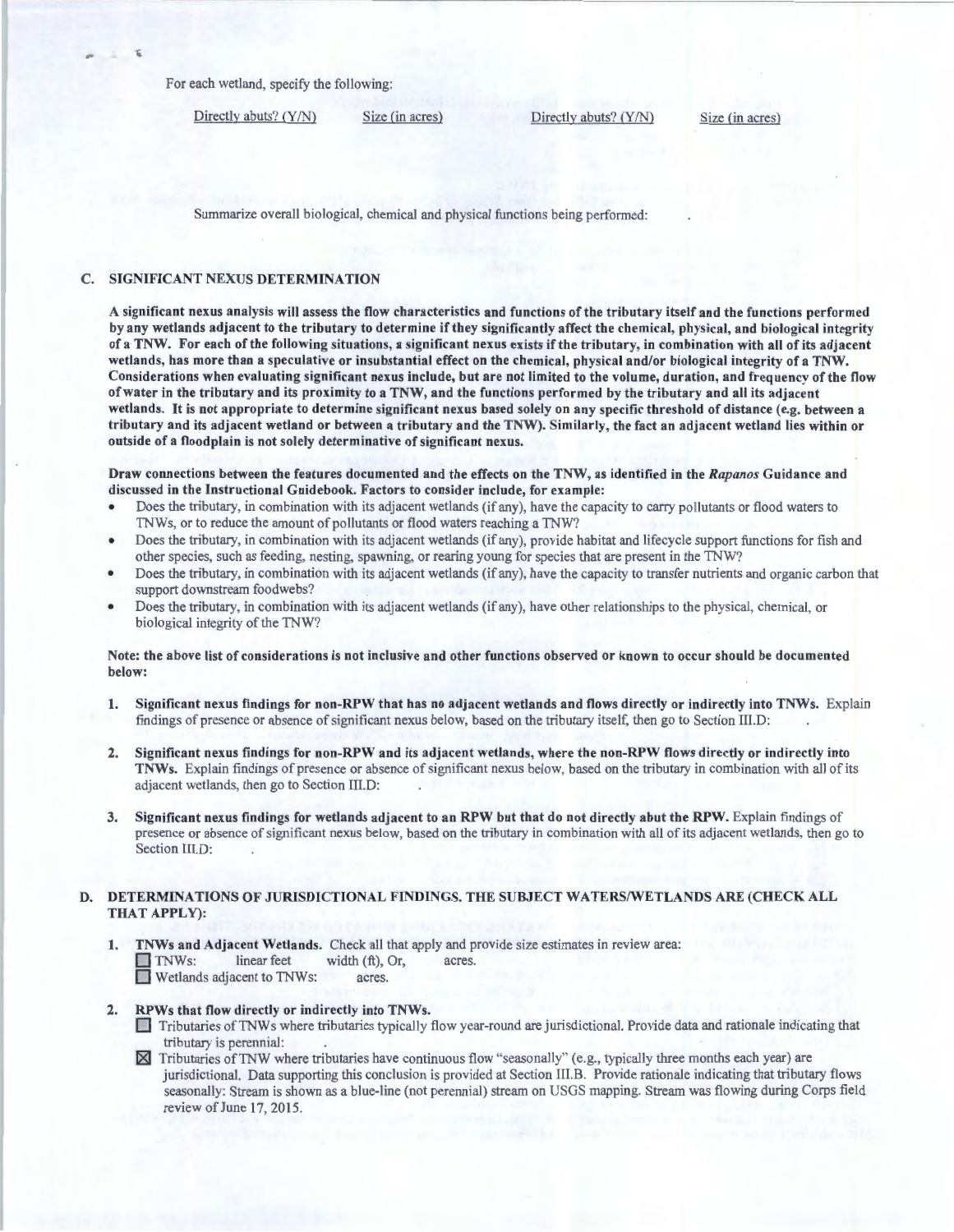For each wetland, specify the following:

| Directly abuts? (Y/N) | Size (in acres) | Directly abuts? (Y/N) | Size (in acres) |
|---|---|---|---|

Summarize overall biological, chemical and physical functions being performed: .

## C. SIGNIFICANT NEXUS DETERMINATION

**A significant nexus analysis will assess the flow characteristics and functions of the tributary itself and the functions performed by any wetlands adjacent to the tributary to determine if they significantly affect the chemical, physical, and biological integrity of a TNW. For each of the following situations, a significant nexus exists if the tributary, in combination with all of its adjacent wetlands, has more than a speculative or insubstantial effect on the chemical, physical and/or biological integrity of a TNW. Considerations when evaluating significant nexus include, but are not limited to the volume, duration, and frequency of the flow of water in the tributary and its proximity to a TNW, and the functions performed by the tributary and all its adjacent wetlands. It is not appropriate to determine significant nexus based solely on any specific threshold of distance (e.g. between a tributary and its adjacent wetland or between a tributary and the TNW). Similarly, the fact an adjacent wetland lies within or outside of a floodplain is not solely determinative of significant nexus.**

**Draw connections between the features documented and the effects on the TNW, as identified in the *Rapanos* Guidance and discussed in the Instructional Guidebook. Factors to consider include, for example:**

- Does the tributary, in combination with its adjacent wetlands (if any), have the capacity to carry pollutants or flood waters to TNWs, or to reduce the amount of pollutants or flood waters reaching a TNW?
- Does the tributary, in combination with its adjacent wetlands (if any), provide habitat and lifecycle support functions for fish and other species, such as feeding, nesting, spawning, or rearing young for species that are present in the TNW?
- Does the tributary, in combination with its adjacent wetlands (if any), have the capacity to transfer nutrients and organic carbon that support downstream foodwebs?
- Does the tributary, in combination with its adjacent wetlands (if any), have other relationships to the physical, chemical, or biological integrity of the TNW?

**Note: the above list of considerations is not inclusive and other functions observed or known to occur should be documented below:**

1. **Significant nexus findings for non-RPW that has no adjacent wetlands and flows directly or indirectly into TNWs.** Explain findings of presence or absence of significant nexus below, based on the tributary itself, then go to Section III.D: .

2. **Significant nexus findings for non-RPW and its adjacent wetlands, where the non-RPW flows directly or indirectly into TNWs.** Explain findings of presence or absence of significant nexus below, based on the tributary in combination with all of its adjacent wetlands, then go to Section III.D: .

3. **Significant nexus findings for wetlands adjacent to an RPW but that do not directly abut the RPW.** Explain findings of presence or absence of significant nexus below, based on the tributary in combination with all of its adjacent wetlands, then go to Section III.D: .

## D. DETERMINATIONS OF JURISDICTIONAL FINDINGS. THE SUBJECT WATERS/WETLANDS ARE (CHECK ALL THAT APPLY):

1. **TNWs and Adjacent Wetlands.** Check all that apply and provide size estimates in review area:
   - ☐ TNWs: linear feet width (ft), Or, acres.
   - ☐ Wetlands adjacent to TNWs: acres.

2. **RPWs that flow directly or indirectly into TNWs.**
   - ☐ Tributaries of TNWs where tributaries typically flow year-round are jurisdictional. Provide data and rationale indicating that tributary is perennial: .
   - ☒ Tributaries of TNW where tributaries have continuous flow "seasonally" (e.g., typically three months each year) are jurisdictional. Data supporting this conclusion is provided at Section III.B. Provide rationale indicating that tributary flows seasonally: Stream is shown as a blue-line (not perennial) stream on USGS mapping. Stream was flowing during Corps field review of June 17, 2015.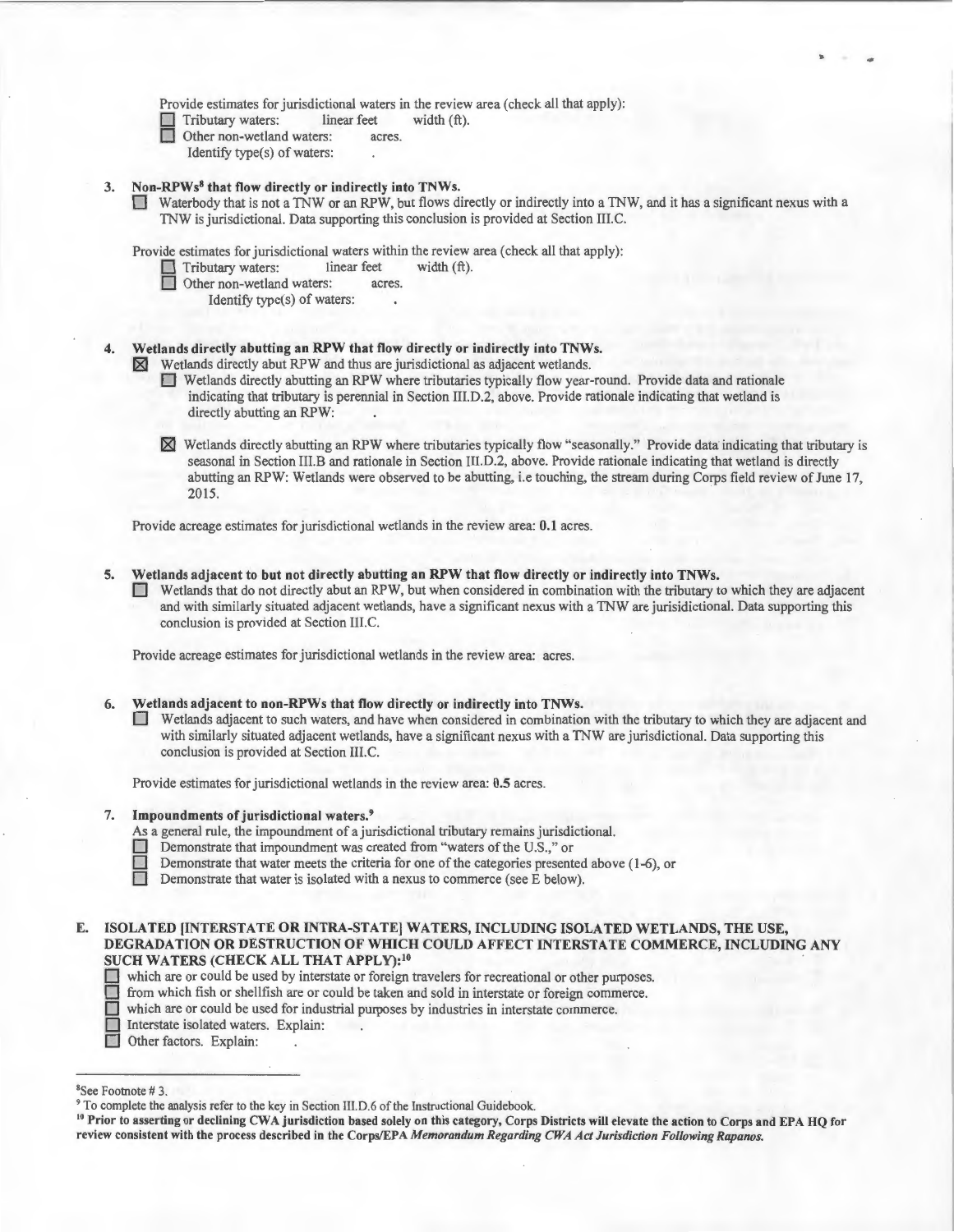Provide estimates for jurisdictional waters in the review area (check all that apply):

☐ Tributary waters: linear feet width (ft).
☐ Other non-wetland waters: acres.
  Identify type(s) of waters: .

3. **Non-RPWs[8] that flow directly or indirectly into TNWs.**

   ☐ Waterbody that is not a TNW or an RPW, but flows directly or indirectly into a TNW, and it has a significant nexus with a TNW is jurisdictional. Data supporting this conclusion is provided at Section III.C.

   Provide estimates for jurisdictional waters within the review area (check all that apply):

   ☐ Tributary waters: linear feet width (ft).
   ☐ Other non-wetland waters: acres.
     Identify type(s) of waters: .

4. **Wetlands directly abutting an RPW that flow directly or indirectly into TNWs.**

   ☒ Wetlands directly abut RPW and thus are jurisdictional as adjacent wetlands.

   ☐ Wetlands directly abutting an RPW where tributaries typically flow year-round. Provide data and rationale indicating that tributary is perennial in Section III.D.2, above. Provide rationale indicating that wetland is directly abutting an RPW: .

   ☒ Wetlands directly abutting an RPW where tributaries typically flow "seasonally." Provide data indicating that tributary is seasonal in Section III.B and rationale in Section III.D.2, above. Provide rationale indicating that wetland is directly abutting an RPW: Wetlands were observed to be abutting, i.e touching, the stream during Corps field review of June 17, 2015.

   Provide acreage estimates for jurisdictional wetlands in the review area: **0.1** acres.

5. **Wetlands adjacent to but not directly abutting an RPW that flow directly or indirectly into TNWs.**

   ☐ Wetlands that do not directly abut an RPW, but when considered in combination with the tributary to which they are adjacent and with similarly situated adjacent wetlands, have a significant nexus with a TNW are jurisidictional. Data supporting this conclusion is provided at Section III.C.

   Provide acreage estimates for jurisdictional wetlands in the review area: acres.

6. **Wetlands adjacent to non-RPWs that flow directly or indirectly into TNWs.**

   ☐ Wetlands adjacent to such waters, and have when considered in combination with the tributary to which they are adjacent and with similarly situated adjacent wetlands, have a significant nexus with a TNW are jurisdictional. Data supporting this conclusion is provided at Section III.C.

   Provide estimates for jurisdictional wetlands in the review area: **0.5** acres.

7. **Impoundments of jurisdictional waters.[9]**

   As a general rule, the impoundment of a jurisdictional tributary remains jurisdictional.

   ☐ Demonstrate that impoundment was created from "waters of the U.S.," or
   ☐ Demonstrate that water meets the criteria for one of the categories presented above (1-6), or
   ☐ Demonstrate that water is isolated with a nexus to commerce (see E below).

## E. ISOLATED [INTERSTATE OR INTRA-STATE] WATERS, INCLUDING ISOLATED WETLANDS, THE USE, DEGRADATION OR DESTRUCTION OF WHICH COULD AFFECT INTERSTATE COMMERCE, INCLUDING ANY SUCH WATERS (CHECK ALL THAT APPLY):[10]

☐ which are or could be used by interstate or foreign travelers for recreational or other purposes.
☐ from which fish or shellfish are or could be taken and sold in interstate or foreign commerce.
☐ which are or could be used for industrial purposes by industries in interstate commerce.
☐ Interstate isolated waters. Explain: .
☐ Other factors. Explain: .

---

[8] See Footnote # 3.

[9] To complete the analysis refer to the key in Section III.D.6 of the Instructional Guidebook.

[10] **Prior to asserting or declining CWA jurisdiction based solely on this category, Corps Districts will elevate the action to Corps and EPA HQ for review consistent with the process described in the Corps/EPA *Memorandum Regarding CWA Act Jurisdiction Following Rapanos.***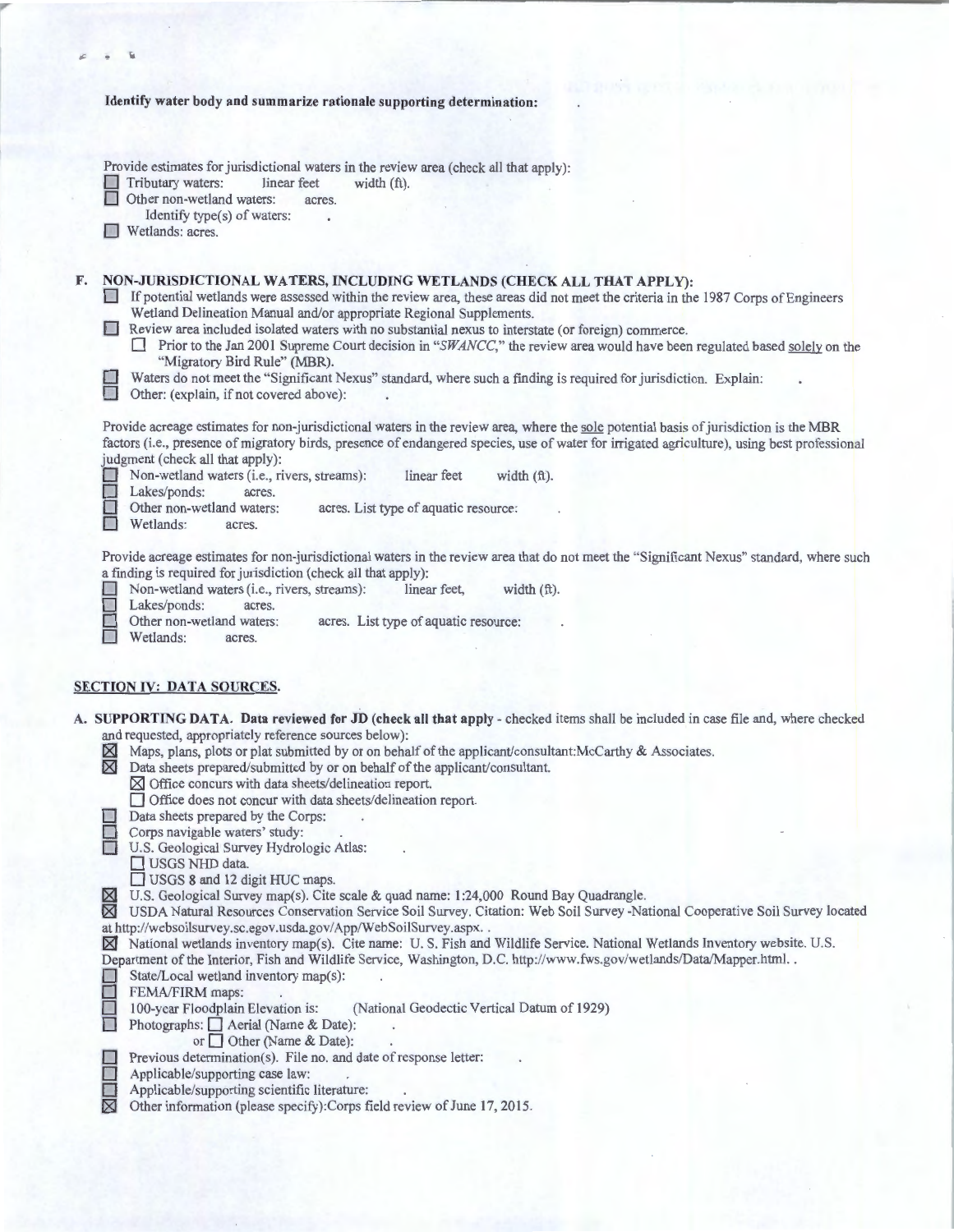**Identify water body and summarize rationale supporting determination:**

Provide estimates for jurisdictional waters in the review area (check all that apply):

- ☐ Tributary waters: linear feet width (ft).
- ☐ Other non-wetland waters: acres.
  - Identify type(s) of waters: .
- ☐ Wetlands: acres.

**F. NON-JURISDICTIONAL WATERS, INCLUDING WETLANDS (CHECK ALL THAT APPLY):**

- ☐ If potential wetlands were assessed within the review area, these areas did not meet the criteria in the 1987 Corps of Engineers Wetland Delineation Manual and/or appropriate Regional Supplements.
- ☐ Review area included isolated waters with no substantial nexus to interstate (or foreign) commerce.
  - ☐ Prior to the Jan 2001 Supreme Court decision in "*SWANCC*," the review area would have been regulated based solely on the "Migratory Bird Rule" (MBR).
- ☐ Waters do not meet the "Significant Nexus" standard, where such a finding is required for jurisdiction. Explain: .
- ☐ Other: (explain, if not covered above): .

Provide acreage estimates for non-jurisdictional waters in the review area, where the sole potential basis of jurisdiction is the MBR factors (i.e., presence of migratory birds, presence of endangered species, use of water for irrigated agriculture), using best professional judgment (check all that apply):

- ☐ Non-wetland waters (i.e., rivers, streams): linear feet width (ft).
- ☐ Lakes/ponds: acres.
- ☐ Other non-wetland waters: acres. List type of aquatic resource: .
- ☐ Wetlands: acres.

Provide acreage estimates for non-jurisdictional waters in the review area that do not meet the "Significant Nexus" standard, where such a finding is required for jurisdiction (check all that apply):

- ☐ Non-wetland waters (i.e., rivers, streams): linear feet, width (ft).
- ☐ Lakes/ponds: acres.
- ☐ Other non-wetland waters: acres. List type of aquatic resource: .
- ☐ Wetlands: acres.

## SECTION IV: DATA SOURCES.

**A. SUPPORTING DATA. Data reviewed for JD (check all that apply** - checked items shall be included in case file and, where checked and requested, appropriately reference sources below):

- ☒ Maps, plans, plots or plat submitted by or on behalf of the applicant/consultant:McCarthy & Associates.
- ☒ Data sheets prepared/submitted by or on behalf of the applicant/consultant.
  - ☒ Office concurs with data sheets/delineation report.
  - ☐ Office does not concur with data sheets/delineation report.
- ☐ Data sheets prepared by the Corps: .
- ☐ Corps navigable waters' study: .
- ☐ U.S. Geological Survey Hydrologic Atlas: .
  - ☐ USGS NHD data.
  - ☐ USGS 8 and 12 digit HUC maps.
- ☒ U.S. Geological Survey map(s). Cite scale & quad name: 1:24,000 Round Bay Quadrangle.
- ☒ USDA Natural Resources Conservation Service Soil Survey. Citation: Web Soil Survey -National Cooperative Soil Survey located at http://websoilsurvey.sc.egov.usda.gov/App/WebSoilSurvey.aspx. .
- ☒ National wetlands inventory map(s). Cite name: U. S. Fish and Wildlife Service. National Wetlands Inventory website. U.S. Department of the Interior, Fish and Wildlife Service, Washington, D.C. http://www.fws.gov/wetlands/Data/Mapper.html. .
- ☐ State/Local wetland inventory map(s): .
- ☐ FEMA/FIRM maps: .
- ☐ 100-year Floodplain Elevation is: (National Geodectic Vertical Datum of 1929)
- ☐ Photographs: ☐ Aerial (Name & Date): .
  or ☐ Other (Name & Date): .
- ☐ Previous determination(s). File no. and date of response letter: .
- ☐ Applicable/supporting case law: .
- ☐ Applicable/supporting scientific literature: .
- ☒ Other information (please specify):Corps field review of June 17, 2015.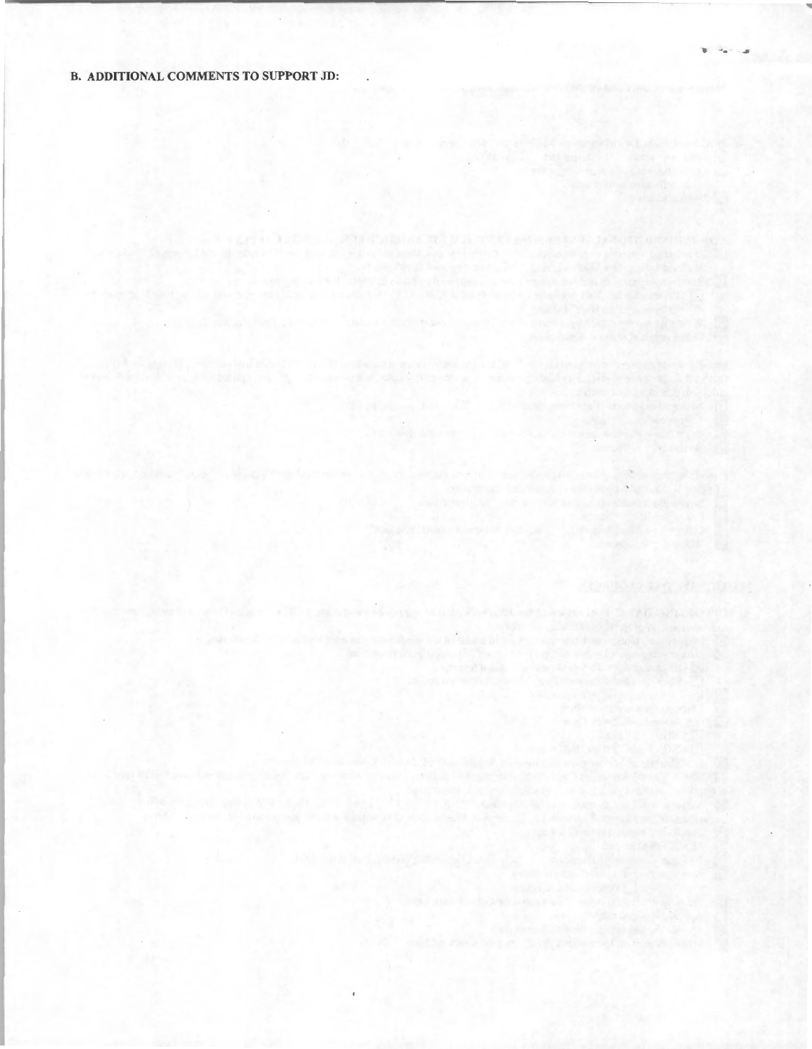**B. ADDITIONAL COMMENTS TO SUPPORT JD:**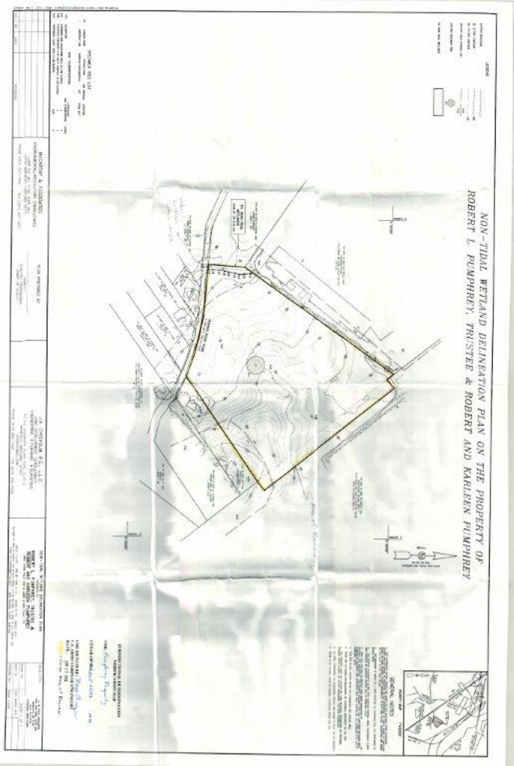# NON-TIDAL WETLAND DELINEATION PLAN ON THE PROPERTY OF ROBERT L. PUMPHREY, TRUSTEE & ROBERT AND KARLEEN PUMPHREY

GENERAL NOTES

McCARTHY & ASSOCIATES

J.A. CHISHOLM P.E., L.L.C.

PLAN PREPARED BY

NON-TIDAL WETLAND DELINEATION PLAN

ROBERT L. PUMPHREY, TRUSTEE & ROBERT AND KARLEEN PUMPHREY

JURISDICTIONAL DETERMINATION VERIFICATION MAP

Pumphrey Property

Date: JUN 27 2018

Corps Area of Review